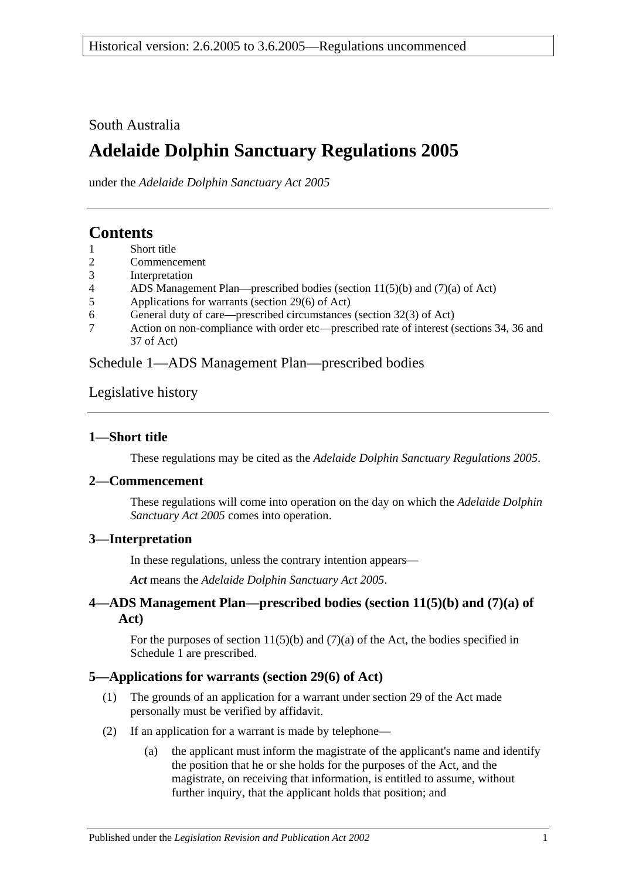Historical version: 2.6.2005 to 3.6.2005—Regulations uncommenced

South Australia

# Adelaide Dolphin Sanctuary Regulations 2005

under the *Adelaide Dolphin Sanctuary Act 2005*

## Contents

1 Short title
2 Commencement
3 Interpretation
4 ADS Management Plan—prescribed bodies (section 11(5)(b) and (7)(a) of Act)
5 Applications for warrants (section 29(6) of Act)
6 General duty of care—prescribed circumstances (section 32(3) of Act)
7 Action on non-compliance with order etc—prescribed rate of interest (sections 34, 36 and 37 of Act)

Schedule 1—ADS Management Plan—prescribed bodies

Legislative history

### 1—Short title

These regulations may be cited as the *Adelaide Dolphin Sanctuary Regulations 2005*.

### 2—Commencement

These regulations will come into operation on the day on which the *Adelaide Dolphin Sanctuary Act 2005* comes into operation.

### 3—Interpretation

In these regulations, unless the contrary intention appears—

***Act*** means the *Adelaide Dolphin Sanctuary Act 2005*.

### 4—ADS Management Plan—prescribed bodies (section 11(5)(b) and (7)(a) of Act)

For the purposes of section 11(5)(b) and (7)(a) of the Act, the bodies specified in Schedule 1 are prescribed.

### 5—Applications for warrants (section 29(6) of Act)

(1) The grounds of an application for a warrant under section 29 of the Act made personally must be verified by affidavit.

(2) If an application for a warrant is made by telephone—

(a) the applicant must inform the magistrate of the applicant's name and identify the position that he or she holds for the purposes of the Act, and the magistrate, on receiving that information, is entitled to assume, without further inquiry, that the applicant holds that position; and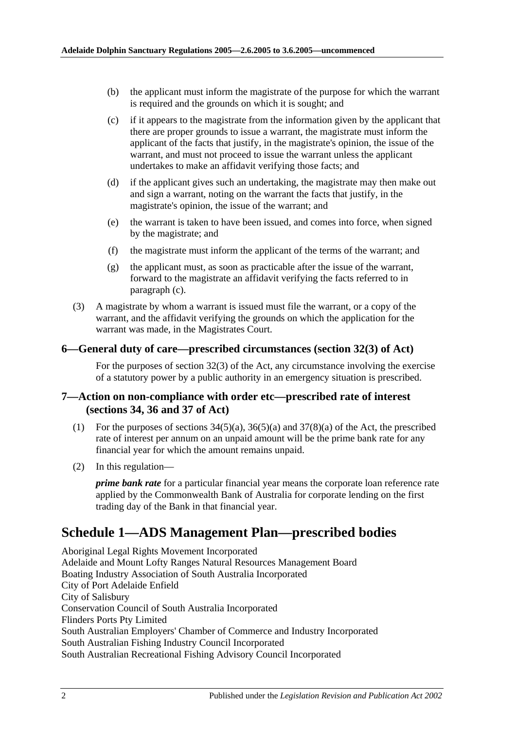(b) the applicant must inform the magistrate of the purpose for which the warrant is required and the grounds on which it is sought; and

(c) if it appears to the magistrate from the information given by the applicant that there are proper grounds to issue a warrant, the magistrate must inform the applicant of the facts that justify, in the magistrate's opinion, the issue of the warrant, and must not proceed to issue the warrant unless the applicant undertakes to make an affidavit verifying those facts; and

(d) if the applicant gives such an undertaking, the magistrate may then make out and sign a warrant, noting on the warrant the facts that justify, in the magistrate's opinion, the issue of the warrant; and

(e) the warrant is taken to have been issued, and comes into force, when signed by the magistrate; and

(f) the magistrate must inform the applicant of the terms of the warrant; and

(g) the applicant must, as soon as practicable after the issue of the warrant, forward to the magistrate an affidavit verifying the facts referred to in paragraph (c).

(3) A magistrate by whom a warrant is issued must file the warrant, or a copy of the warrant, and the affidavit verifying the grounds on which the application for the warrant was made, in the Magistrates Court.

### 6—General duty of care—prescribed circumstances (section 32(3) of Act)

For the purposes of section 32(3) of the Act, any circumstance involving the exercise of a statutory power by a public authority in an emergency situation is prescribed.

### 7—Action on non-compliance with order etc—prescribed rate of interest (sections 34, 36 and 37 of Act)

(1) For the purposes of sections 34(5)(a), 36(5)(a) and 37(8)(a) of the Act, the prescribed rate of interest per annum on an unpaid amount will be the prime bank rate for any financial year for which the amount remains unpaid.

(2) In this regulation—

***prime bank rate*** for a particular financial year means the corporate loan reference rate applied by the Commonwealth Bank of Australia for corporate lending on the first trading day of the Bank in that financial year.

## Schedule 1—ADS Management Plan—prescribed bodies

Aboriginal Legal Rights Movement Incorporated
Adelaide and Mount Lofty Ranges Natural Resources Management Board
Boating Industry Association of South Australia Incorporated
City of Port Adelaide Enfield
City of Salisbury
Conservation Council of South Australia Incorporated
Flinders Ports Pty Limited
South Australian Employers' Chamber of Commerce and Industry Incorporated
South Australian Fishing Industry Council Incorporated
South Australian Recreational Fishing Advisory Council Incorporated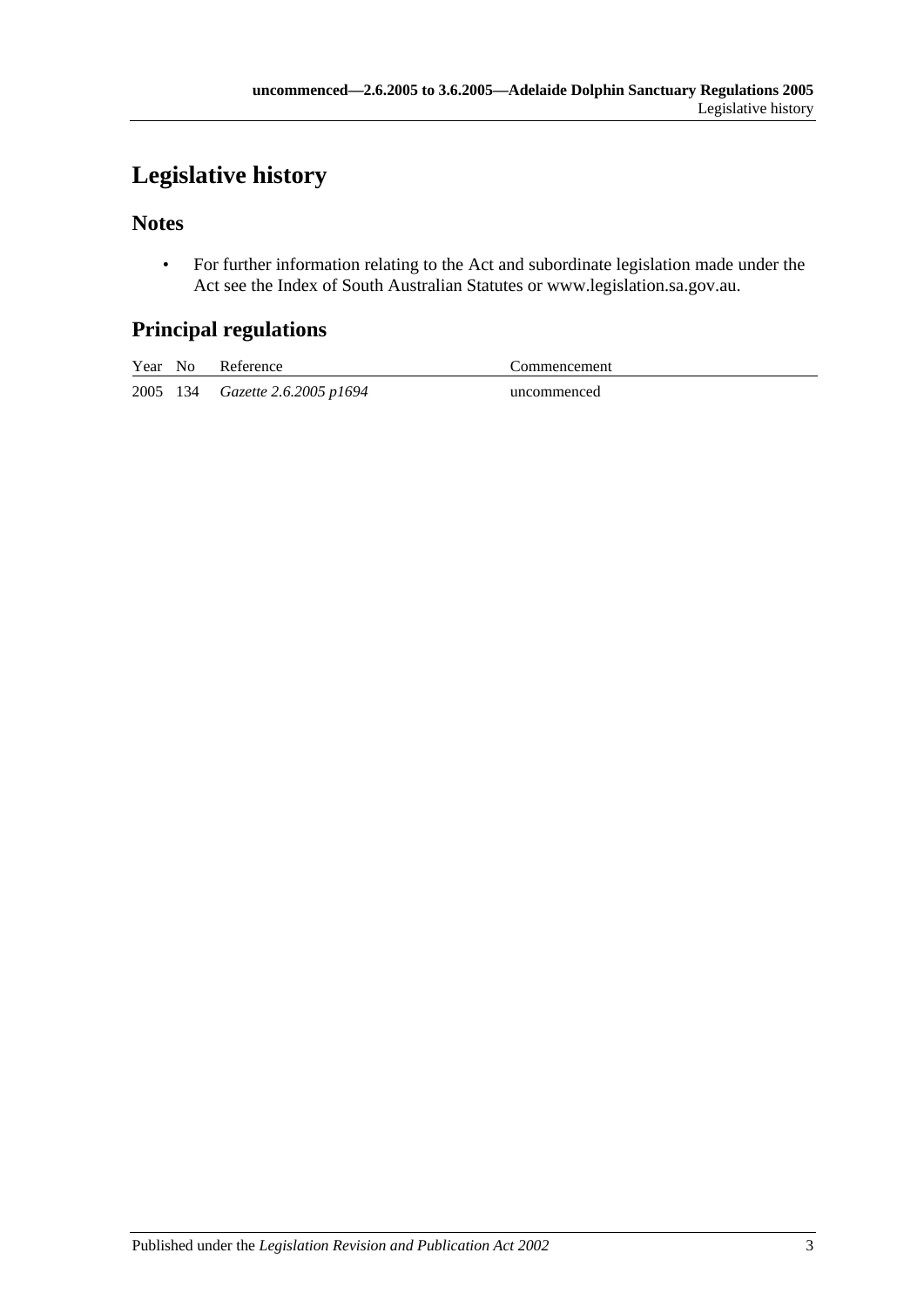# Legislative history

## Notes

- For further information relating to the Act and subordinate legislation made under the Act see the Index of South Australian Statutes or www.legislation.sa.gov.au.

## Principal regulations

| Year | No | Reference | Commencement |
|---|---|---|---|
| 2005 | 134 | *Gazette 2.6.2005 p1694* | uncommenced |